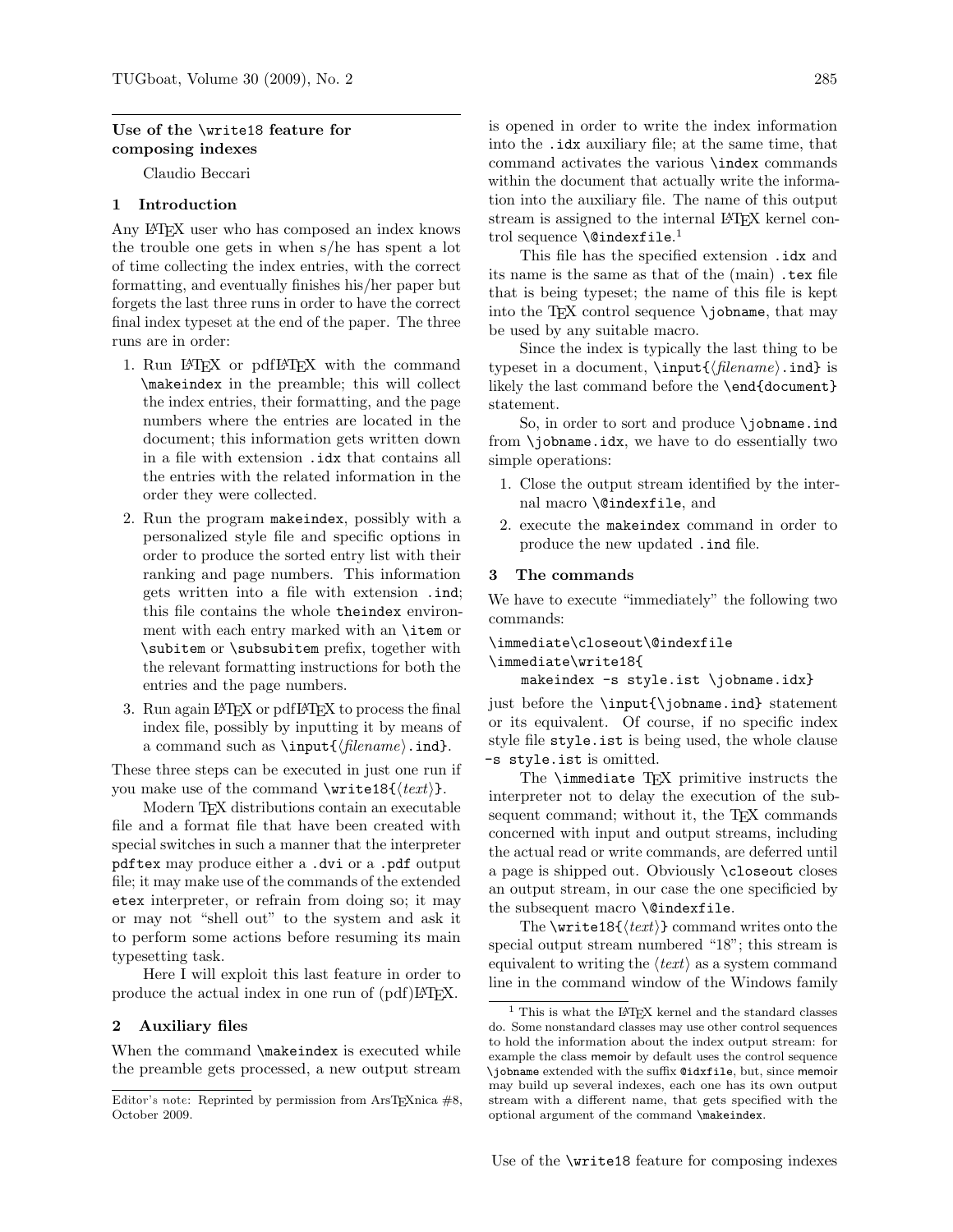## Use of the \write18 feature for composing indexes

Claudio Beccari

### 1 Introduction

Any LaTeX user who has composed an index knows the trouble one gets in when s/he has spent a lot of time collecting the index entries, with the correct formatting, and eventually finishes his/her paper but forgets the last three runs in order to have the correct final index typeset at the end of the paper. The three runs are in order:

1. Run LaTeX or pdfLaTeX with the command `\makeindex` in the preamble; this will collect the index entries, their formatting, and the page numbers where the entries are located in the document; this information gets written down in a file with extension `.idx` that contains all the entries with the related information in the order they were collected.
2. Run the program `makeindex`, possibly with a personalized style file and specific options in order to produce the sorted entry list with their ranking and page numbers. This information gets written into a file with extension `.ind`; this file contains the whole `theindex` environment with each entry marked with an `\item` or `\subitem` or `\subsubitem` prefix, together with the relevant formatting instructions for both the entries and the page numbers.
3. Run again LaTeX or pdfLaTeX to process the final index file, possibly by inputting it by means of a command such as `\input{`⟨*filename*⟩`.ind}`.

These three steps can be executed in just one run if you make use of the command `\write18{`⟨*text*⟩`}`.

Modern TeX distributions contain an executable file and a format file that have been created with special switches in such a manner that the interpreter `pdftex` may produce either a `.dvi` or a `.pdf` output file; it may make use of the commands of the extended `etex` interpreter, or refrain from doing so; it may or may not "shell out" to the system and ask it to perform some actions before resuming its main typesetting task.

Here I will exploit this last feature in order to produce the actual index in one run of (pdf)LaTeX.

### 2 Auxiliary files

When the command `\makeindex` is executed while the preamble gets processed, a new output stream is opened in order to write the index information into the `.idx` auxiliary file; at the same time, that command activates the various `\index` commands within the document that actually write the information into the auxiliary file. The name of this output stream is assigned to the internal LaTeX kernel control sequence `\@indexfile`.[1]

This file has the specified extension `.idx` and its name is the same as that of the (main) `.tex` file that is being typeset; the name of this file is kept into the TeX control sequence `\jobname`, that may be used by any suitable macro.

Since the index is typically the last thing to be typeset in a document, `\input{`⟨*filename*⟩`.ind}` is likely the last command before the `\end{document}` statement.

So, in order to sort and produce `\jobname.ind` from `\jobname.idx`, we have to do essentially two simple operations:

1. Close the output stream identified by the internal macro `\@indexfile`, and
2. execute the `makeindex` command in order to produce the new updated `.ind` file.

### 3 The commands

We have to execute "immediately" the following two commands:

```
\immediate\closeout\@indexfile
\immediate\write18{
    makeindex -s style.ist \jobname.idx}
```

just before the `\input{\jobname.ind}` statement or its equivalent. Of course, if no specific index style file `style.ist` is being used, the whole clause `-s style.ist` is omitted.

The `\immediate` TeX primitive instructs the interpreter not to delay the execution of the subsequent command; without it, the TeX commands concerned with input and output streams, including the actual read or write commands, are deferred until a page is shipped out. Obviously `\closeout` closes an output stream, in our case the one specificied by the subsequent macro `\@indexfile`.

The `\write18{`⟨*text*⟩`}` command writes onto the special output stream numbered "18"; this stream is equivalent to writing the ⟨*text*⟩ as a system command line in the command window of the Windows family

---

[1] This is what the LaTeX kernel and the standard classes do. Some nonstandard classes may use other control sequences to hold the information about the index output stream: for example the class `memoir` by default uses the control sequence `\jobname` extended with the suffix `@idxfile`, but, since `memoir` may build up several indexes, each one has its own output stream with a different name, that gets specified with the optional argument of the command `\makeindex`.

Editor's note: Reprinted by permission from ArsTeXnica #8, October 2009.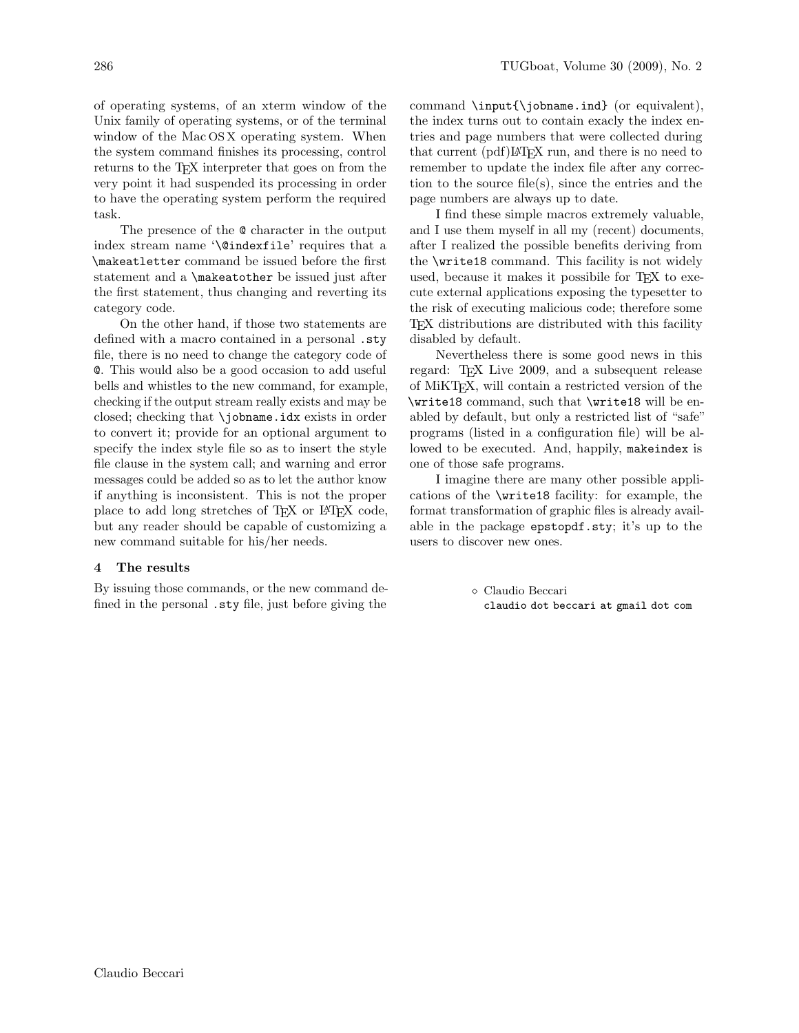of operating systems, of an xterm window of the Unix family of operating systems, or of the terminal window of the Mac OS X operating system. When the system command finishes its processing, control returns to the TeX interpreter that goes on from the very point it had suspended its processing in order to have the operating system perform the required task.

The presence of the `@` character in the output index stream name '`\@indexfile`' requires that a `\makeatletter` command be issued before the first statement and a `\makeatother` be issued just after the first statement, thus changing and reverting its category code.

On the other hand, if those two statements are defined with a macro contained in a personal `.sty` file, there is no need to change the category code of `@`. This would also be a good occasion to add useful bells and whistles to the new command, for example, checking if the output stream really exists and may be closed; checking that `\jobname.idx` exists in order to convert it; provide for an optional argument to specify the index style file so as to insert the style file clause in the system call; and warning and error messages could be added so as to let the author know if anything is inconsistent. This is not the proper place to add long stretches of TeX or LaTeX code, but any reader should be capable of customizing a new command suitable for his/her needs.

## 4 The results

By issuing those commands, or the new command defined in the personal `.sty` file, just before giving the command `\input{\jobname.ind}` (or equivalent), the index turns out to contain exacly the index entries and page numbers that were collected during that current (pdf)LaTeX run, and there is no need to remember to update the index file after any correction to the source file(s), since the entries and the page numbers are always up to date.

I find these simple macros extremely valuable, and I use them myself in all my (recent) documents, after I realized the possible benefits deriving from the `\write18` command. This facility is not widely used, because it makes it possibile for TeX to execute external applications exposing the typesetter to the risk of executing malicious code; therefore some TeX distributions are distributed with this facility disabled by default.

Nevertheless there is some good news in this regard: TeX Live 2009, and a subsequent release of MiKTeX, will contain a restricted version of the `\write18` command, such that `\write18` will be enabled by default, but only a restricted list of "safe" programs (listed in a configuration file) will be allowed to be executed. And, happily, `makeindex` is one of those safe programs.

I imagine there are many other possible applications of the `\write18` facility: for example, the format transformation of graphic files is already available in the package `epstopdf.sty`; it's up to the users to discover new ones.

◇ Claudio Beccari
`claudio dot beccari at gmail dot com`